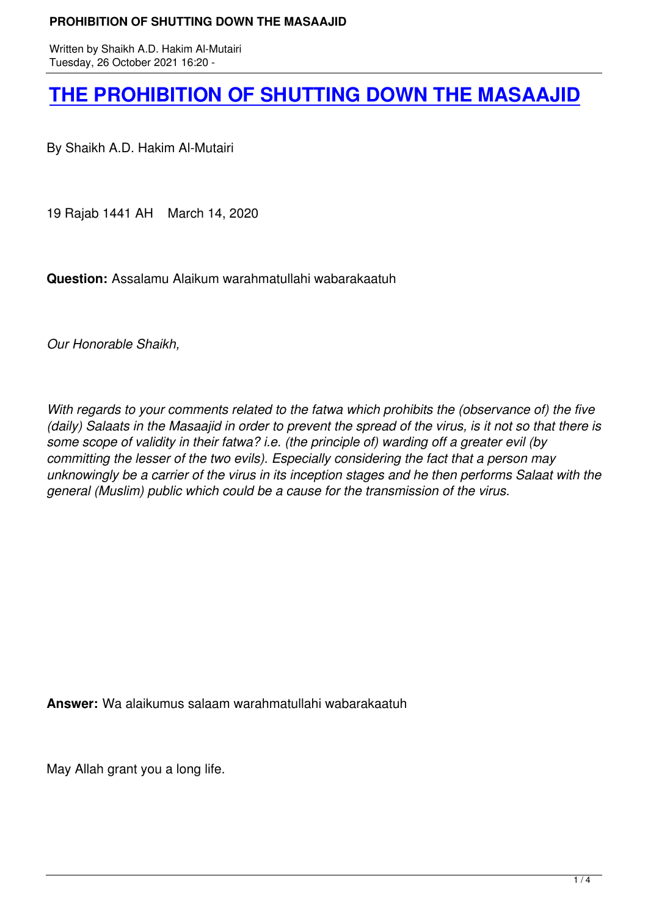# [THE PROHIBITION OF SHUTTING DOWN THE MASAAJID]

By Shaikh A.D. Hakim Al-Mutairi

19 Rajab 1441 AH    March 14, 2020

**Question:** Assalamu Alaikum warahmatullahi wabarakaatuh

*Our Honorable Shaikh,*

*With regards to your comments related to the fatwa which prohibits the (observance of) the five (daily) Salaats in the Masaajid in order to prevent the spread of the virus, is it not so that there is some scope of validity in their fatwa? i.e. (the principle of) warding off a greater evil (by committing the lesser of the two evils). Especially considering the fact that a person may unknowingly be a carrier of the virus in its inception stages and he then performs Salaat with the general (Muslim) public which could be a cause for the transmission of the virus.*

**Answer:** Wa alaikumus salaam warahmatullahi wabarakaatuh

May Allah grant you a long life.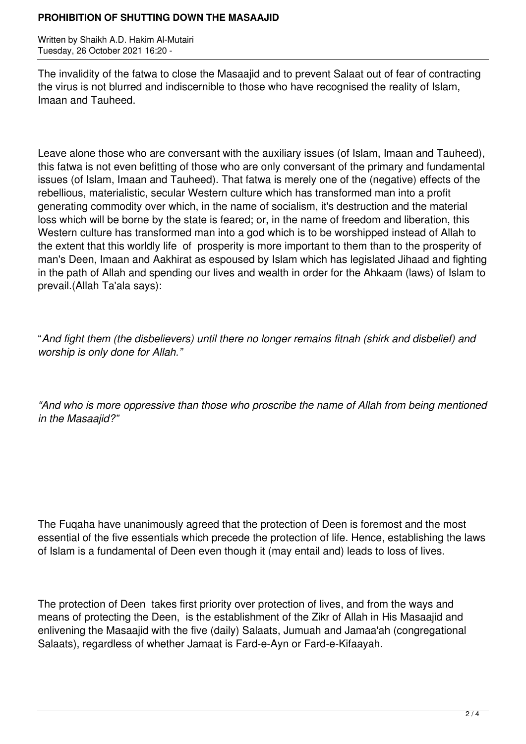The invalidity of the fatwa to close the Masaajid and to prevent Salaat out of fear of contracting the virus is not blurred and indiscernible to those who have recognised the reality of Islam, Imaan and Tauheed.

Leave alone those who are conversant with the auxiliary issues (of Islam, Imaan and Tauheed), this fatwa is not even befitting of those who are only conversant of the primary and fundamental issues (of Islam, Imaan and Tauheed). That fatwa is merely one of the (negative) effects of the rebellious, materialistic, secular Western culture which has transformed man into a profit generating commodity over which, in the name of socialism, it's destruction and the material loss which will be borne by the state is feared; or, in the name of freedom and liberation, this Western culture has transformed man into a god which is to be worshipped instead of Allah to the extent that this worldly life of prosperity is more important to them than to the prosperity of man's Deen, Imaan and Aakhirat as espoused by Islam which has legislated Jihaad and fighting in the path of Allah and spending our lives and wealth in order for the Ahkaam (laws) of Islam to prevail.(Allah Ta'ala says):

"*And fight them (the disbelievers) until there no longer remains fitnah (shirk and disbelief) and worship is only done for Allah."*

*"And who is more oppressive than those who proscribe the name of Allah from being mentioned in the Masaajid?"*

The Fuqaha have unanimously agreed that the protection of Deen is foremost and the most essential of the five essentials which precede the protection of life. Hence, establishing the laws of Islam is a fundamental of Deen even though it (may entail and) leads to loss of lives.

The protection of Deen takes first priority over protection of lives, and from the ways and means of protecting the Deen, is the establishment of the Zikr of Allah in His Masaajid and enlivening the Masaajid with the five (daily) Salaats, Jumuah and Jamaa'ah (congregational Salaats), regardless of whether Jamaat is Fard-e-Ayn or Fard-e-Kifaayah.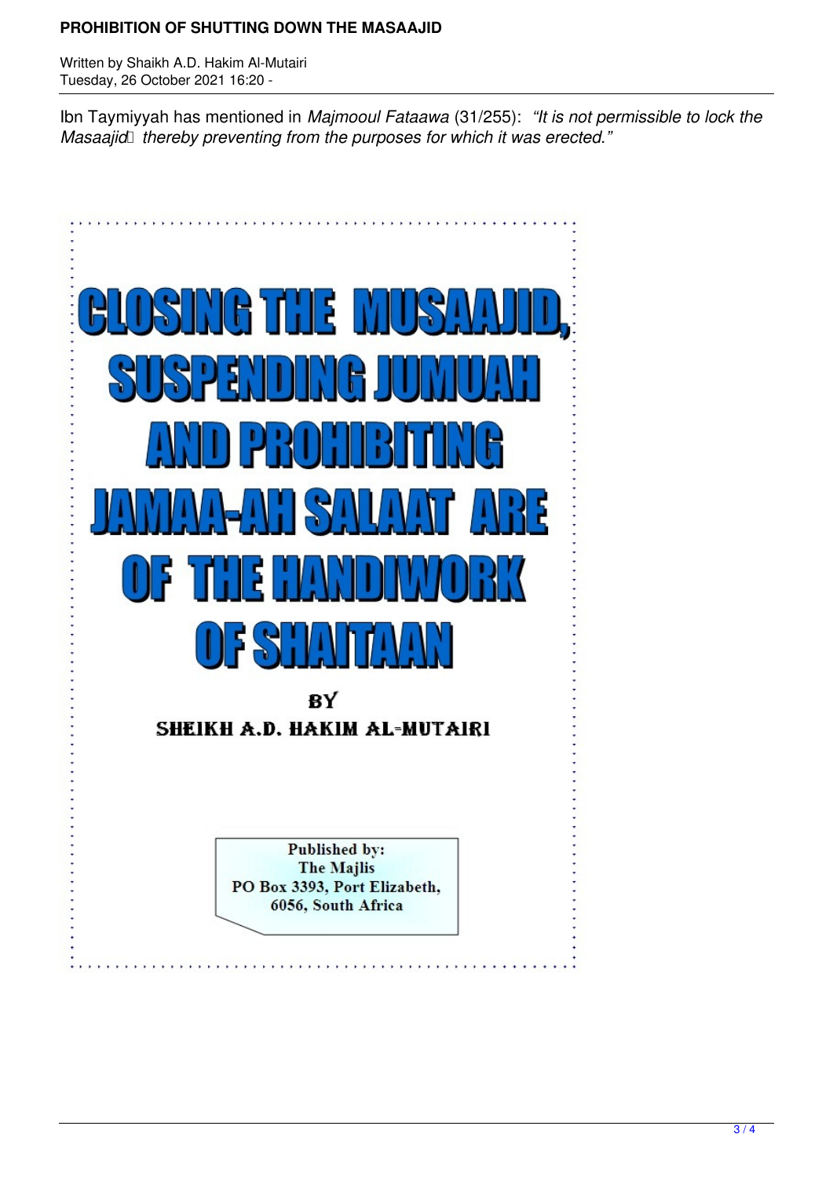Ibn Taymiyyah has mentioned in *Majmooul Fataawa* (31/255): *"It is not permissible to lock the Masaajid thereby preventing from the purposes for which it was erected."*

# CLOSING THE MUSAAJID, SUSPENDING JUMUAH AND PROHIBITING JAMAA-AH SALAAT ARE OF THE HANDIWORK OF SHAITAAN

BY

SHEIKH A.D. HAKIM AL-MUTAIRI

Published by:
The Majlis
PO Box 3393, Port Elizabeth,
6056, South Africa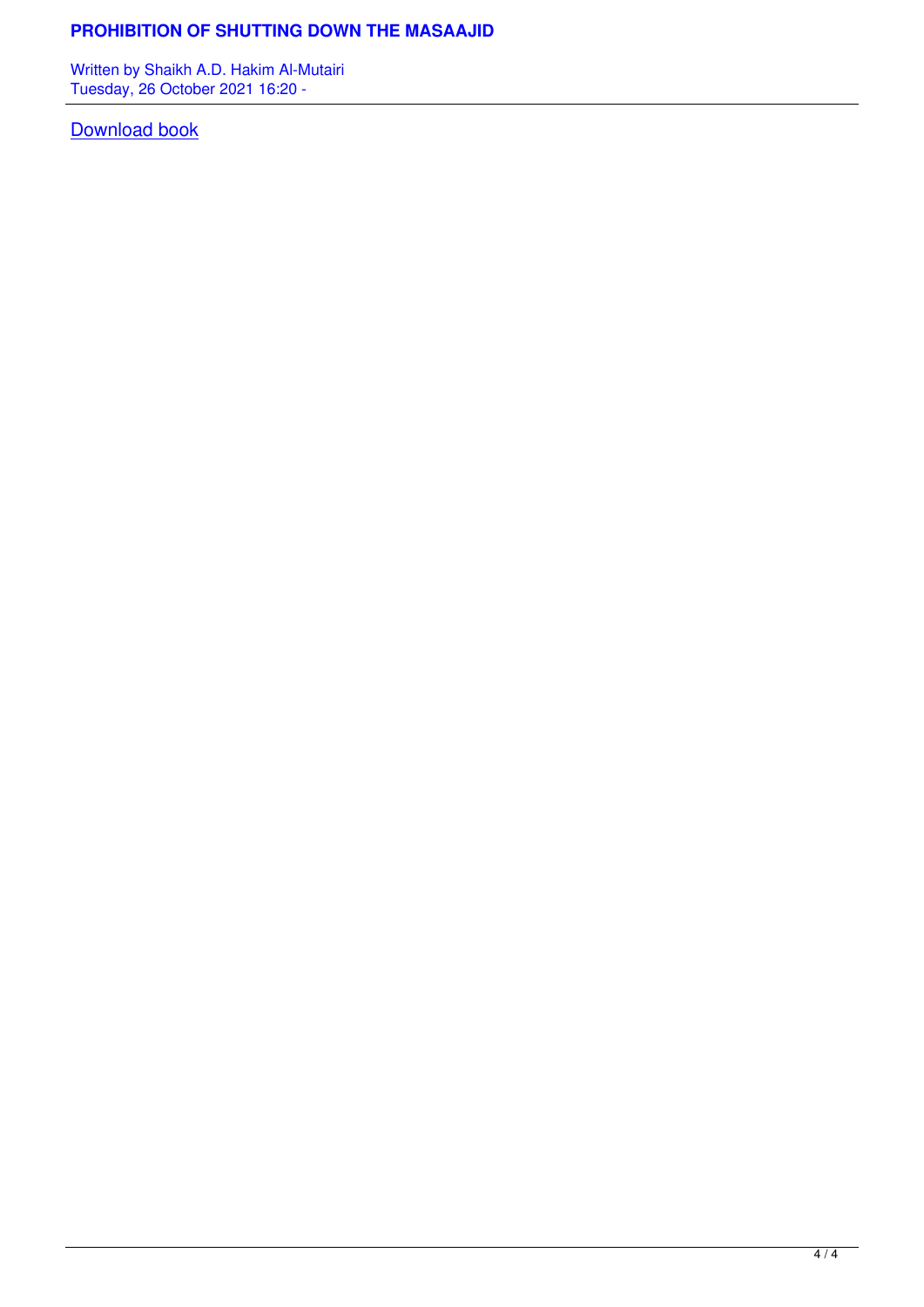[Download book]